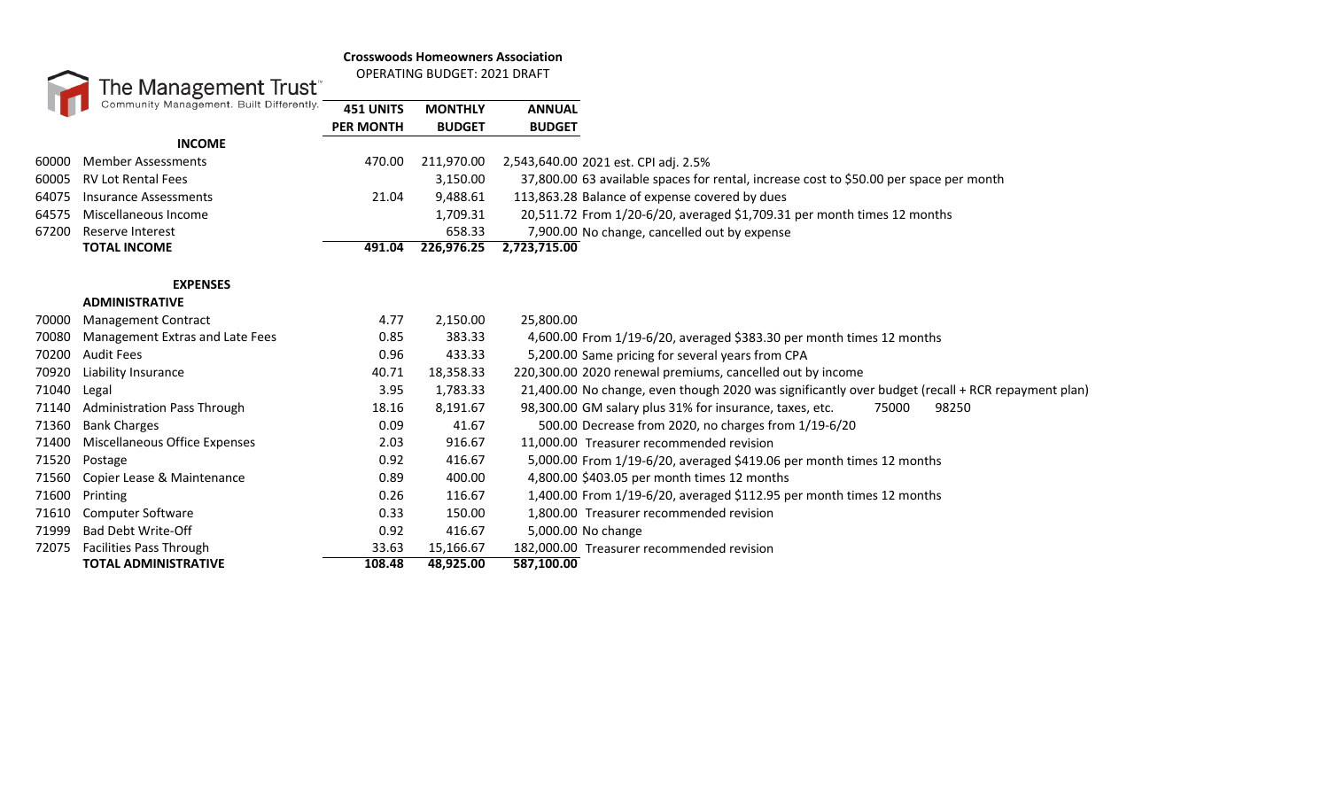The Management Trust
Community Management. Built Differently.

## Crosswoods Homeowners Association

OPERATING BUDGET: 2021 DRAFT

| | | 451 UNITS PER MONTH | MONTHLY BUDGET | ANNUAL BUDGET | |
|---|---|---|---|---|---|
| | **INCOME** | | | | |
| 60000 | Member Assessments | 470.00 | 211,970.00 | 2,543,640.00 | 2021 est. CPI adj. 2.5% |
| 60005 | RV Lot Rental Fees | | 3,150.00 | 37,800.00 | 63 available spaces for rental, increase cost to $50.00 per space per month |
| 64075 | Insurance Assessments | 21.04 | 9,488.61 | 113,863.28 | Balance of expense covered by dues |
| 64575 | Miscellaneous Income | | 1,709.31 | 20,511.72 | From 1/20-6/20, averaged $1,709.31 per month times 12 months |
| 67200 | Reserve Interest | | 658.33 | 7,900.00 | No change, cancelled out by expense |
| | **TOTAL INCOME** | **491.04** | **226,976.25** | **2,723,715.00** | |
| | | | | | |
| | **EXPENSES** | | | | |
| | **ADMINISTRATIVE** | | | | |
| 70000 | Management Contract | 4.77 | 2,150.00 | 25,800.00 | |
| 70080 | Management Extras and Late Fees | 0.85 | 383.33 | 4,600.00 | From 1/19-6/20, averaged $383.30 per month times 12 months |
| 70200 | Audit Fees | 0.96 | 433.33 | 5,200.00 | Same pricing for several years from CPA |
| 70920 | Liability Insurance | 40.71 | 18,358.33 | 220,300.00 | 2020 renewal premiums, cancelled out by income |
| 71040 | Legal | 3.95 | 1,783.33 | 21,400.00 | No change, even though 2020 was significantly over budget (recall + RCR repayment plan) |
| 71140 | Administration Pass Through | 18.16 | 8,191.67 | 98,300.00 | GM salary plus 31% for insurance, taxes, etc. 75000 98250 |
| 71360 | Bank Charges | 0.09 | 41.67 | 500.00 | Decrease from 2020, no charges from 1/19-6/20 |
| 71400 | Miscellaneous Office Expenses | 2.03 | 916.67 | 11,000.00 | Treasurer recommended revision |
| 71520 | Postage | 0.92 | 416.67 | 5,000.00 | From 1/19-6/20, averaged $419.06 per month times 12 months |
| 71560 | Copier Lease & Maintenance | 0.89 | 400.00 | 4,800.00 | $403.05 per month times 12 months |
| 71600 | Printing | 0.26 | 116.67 | 1,400.00 | From 1/19-6/20, averaged $112.95 per month times 12 months |
| 71610 | Computer Software | 0.33 | 150.00 | 1,800.00 | Treasurer recommended revision |
| 71999 | Bad Debt Write-Off | 0.92 | 416.67 | 5,000.00 | No change |
| 72075 | Facilities Pass Through | 33.63 | 15,166.67 | 182,000.00 | Treasurer recommended revision |
| | **TOTAL ADMINISTRATIVE** | **108.48** | **48,925.00** | **587,100.00** | |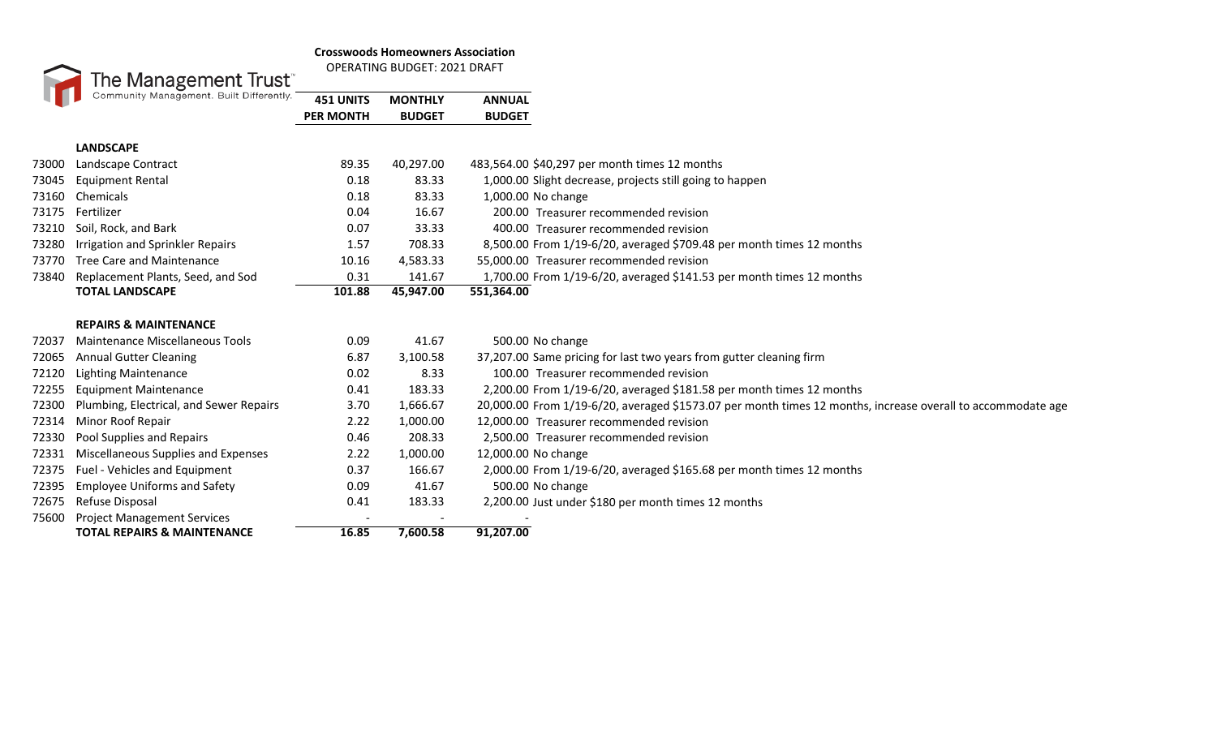**Crosswoods Homeowners Association**
OPERATING BUDGET: 2021 DRAFT

The Management Trust
Community Management. Built Differently.

| | | 451 UNITS PER MONTH | MONTHLY BUDGET | ANNUAL BUDGET | |
|---|---|---|---|---|---|
| | **LANDSCAPE** | | | | |
| 73000 | Landscape Contract | 89.35 | 40,297.00 | 483,564.00 | $40,297 per month times 12 months |
| 73045 | Equipment Rental | 0.18 | 83.33 | 1,000.00 | Slight decrease, projects still going to happen |
| 73160 | Chemicals | 0.18 | 83.33 | 1,000.00 | No change |
| 73175 | Fertilizer | 0.04 | 16.67 | 200.00 | Treasurer recommended revision |
| 73210 | Soil, Rock, and Bark | 0.07 | 33.33 | 400.00 | Treasurer recommended revision |
| 73280 | Irrigation and Sprinkler Repairs | 1.57 | 708.33 | 8,500.00 | From 1/19-6/20, averaged $709.48 per month times 12 months |
| 73770 | Tree Care and Maintenance | 10.16 | 4,583.33 | 55,000.00 | Treasurer recommended revision |
| 73840 | Replacement Plants, Seed, and Sod | 0.31 | 141.67 | 1,700.00 | From 1/19-6/20, averaged $141.53 per month times 12 months |
| | **TOTAL LANDSCAPE** | **101.88** | **45,947.00** | **551,364.00** | |
| | | | | | |
| | **REPAIRS & MAINTENANCE** | | | | |
| 72037 | Maintenance Miscellaneous Tools | 0.09 | 41.67 | 500.00 | No change |
| 72065 | Annual Gutter Cleaning | 6.87 | 3,100.58 | 37,207.00 | Same pricing for last two years from gutter cleaning firm |
| 72120 | Lighting Maintenance | 0.02 | 8.33 | 100.00 | Treasurer recommended revision |
| 72255 | Equipment Maintenance | 0.41 | 183.33 | 2,200.00 | From 1/19-6/20, averaged $181.58 per month times 12 months |
| 72300 | Plumbing, Electrical, and Sewer Repairs | 3.70 | 1,666.67 | 20,000.00 | From 1/19-6/20, averaged $1573.07 per month times 12 months, increase overall to accommodate age |
| 72314 | Minor Roof Repair | 2.22 | 1,000.00 | 12,000.00 | Treasurer recommended revision |
| 72330 | Pool Supplies and Repairs | 0.46 | 208.33 | 2,500.00 | Treasurer recommended revision |
| 72331 | Miscellaneous Supplies and Expenses | 2.22 | 1,000.00 | 12,000.00 | No change |
| 72375 | Fuel - Vehicles and Equipment | 0.37 | 166.67 | 2,000.00 | From 1/19-6/20, averaged $165.68 per month times 12 months |
| 72395 | Employee Uniforms and Safety | 0.09 | 41.67 | 500.00 | No change |
| 72675 | Refuse Disposal | 0.41 | 183.33 | 2,200.00 | Just under $180 per month times 12 months |
| 75600 | Project Management Services | - | - | - | |
| | **TOTAL REPAIRS & MAINTENANCE** | **16.85** | **7,600.58** | **91,207.00** | |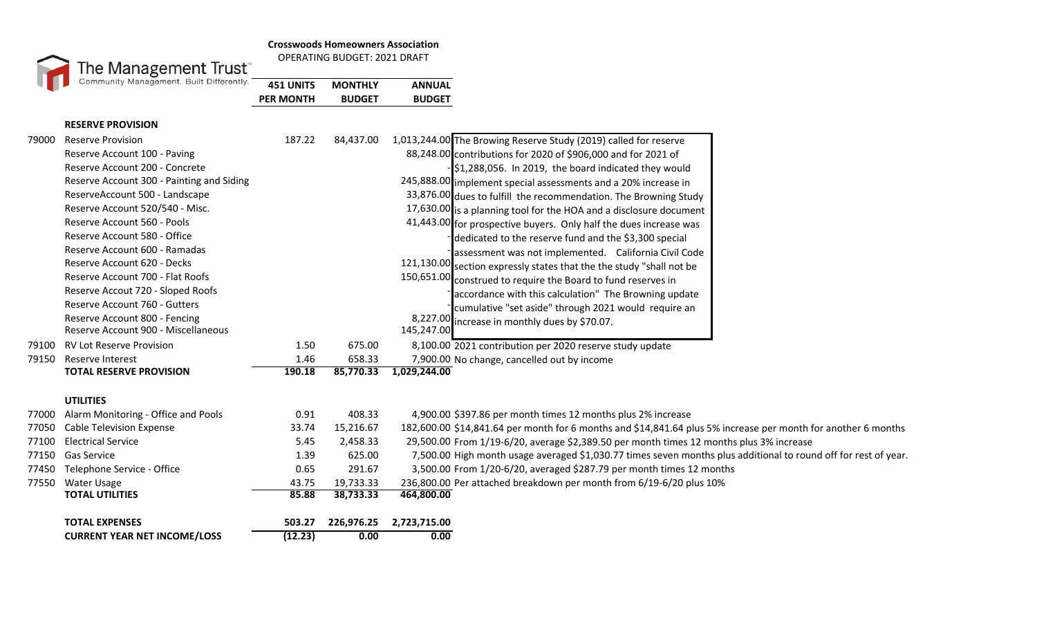**Crosswoods Homeowners Association**

OPERATING BUDGET: 2021 DRAFT

The Management Trust™ Community Management. Built Differently.

| | | 451 UNITS PER MONTH | MONTHLY BUDGET | ANNUAL BUDGET | |
|---|---|---|---|---|---|
| | **RESERVE PROVISION** | | | | |
| 79000 | Reserve Provision | 187.22 | 84,437.00 | 1,013,244.00 | The Browing Reserve Study (2019) called for reserve contributions for 2020 of $906,000 and for 2021 of $1,288,056. In 2019, the board indicated they would implement special assessments and a 20% increase in dues to fulfill the recommendation. The Browning Study is a planning tool for the HOA and a disclosure document for prospective buyers. Only half the dues increase was dedicated to the reserve fund and the $3,300 special assessment was not implemented. California Civil Code section expressly states that the the study "shall not be construed to require the Board to fund reserves in accordance with this calculation" The Browning update cumulative "set aside" through 2021 would require an increase in monthly dues by $70.07. |
| | Reserve Account 100 - Paving | | | 88,248.00 | |
| | Reserve Account 200 - Concrete | | | - | |
| | Reserve Account 300 - Painting and Siding | | | 245,888.00 | |
| | ReserveAccount 500 - Landscape | | | 33,876.00 | |
| | Reserve Account 520/540 - Misc. | | | 17,630.00 | |
| | Reserve Account 560 - Pools | | | 41,443.00 | |
| | Reserve Account 580 - Office | | | - | |
| | Reserve Account 600 - Ramadas | | | - | |
| | Reserve Account 620 - Decks | | | 121,130.00 | |
| | Reserve Account 700 - Flat Roofs | | | 150,651.00 | |
| | Reserve Accout 720 - Sloped Roofs | | | - | |
| | Reserve Account 760 - Gutters | | | - | |
| | Reserve Account 800 - Fencing | | | 8,227.00 | |
| | Reserve Account 900 - Miscellaneous | | | 145,247.00 | |
| 79100 | RV Lot Reserve Provision | 1.50 | 675.00 | 8,100.00 | 2021 contribution per 2020 reserve study update |
| 79150 | Reserve Interest | 1.46 | 658.33 | 7,900.00 | No change, cancelled out by income |
| | **TOTAL RESERVE PROVISION** | **190.18** | **85,770.33** | **1,029,244.00** | |
| | **UTILITIES** | | | | |
| 77000 | Alarm Monitoring - Office and Pools | 0.91 | 408.33 | 4,900.00 | $397.86 per month times 12 months plus 2% increase |
| 77050 | Cable Television Expense | 33.74 | 15,216.67 | 182,600.00 | $14,841.64 per month for 6 months and $14,841.64 plus 5% increase per month for another 6 months |
| 77100 | Electrical Service | 5.45 | 2,458.33 | 29,500.00 | From 1/19-6/20, average $2,389.50 per month times 12 months plus 3% increase |
| 77150 | Gas Service | 1.39 | 625.00 | 7,500.00 | High month usage averaged $1,030.77 times seven months plus additional to round off for rest of year. |
| 77450 | Telephone Service - Office | 0.65 | 291.67 | 3,500.00 | From 1/20-6/20, averaged $287.79 per month times 12 months |
| 77550 | Water Usage | 43.75 | 19,733.33 | 236,800.00 | Per attached breakdown per month from 6/19-6/20 plus 10% |
| | **TOTAL UTILITIES** | **85.88** | **38,733.33** | **464,800.00** | |
| | **TOTAL EXPENSES** | **503.27** | **226,976.25** | **2,723,715.00** | |
| | **CURRENT YEAR NET INCOME/LOSS** | **(12.23)** | **0.00** | **0.00** | |